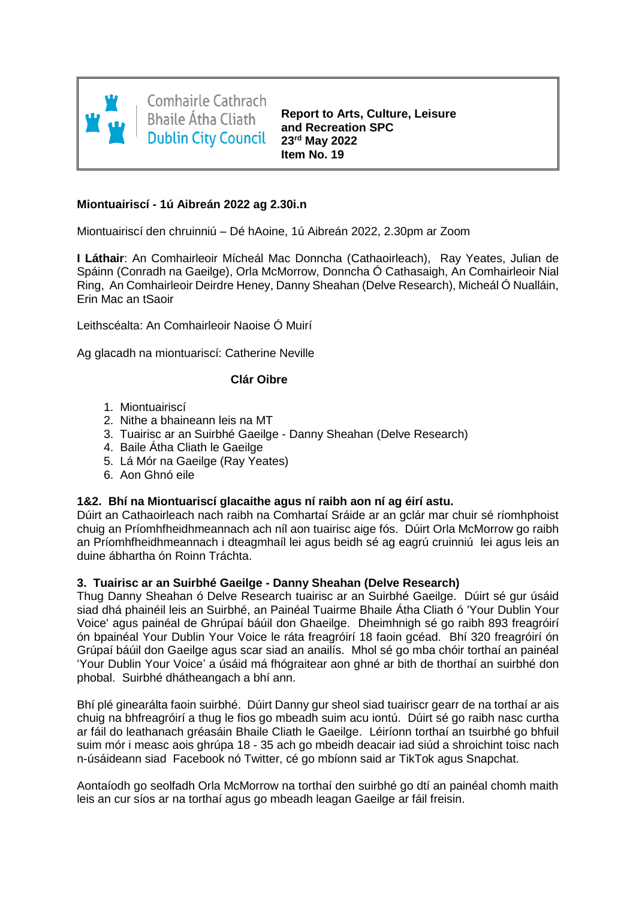Comhairle Cathrach Bhaile Átha Cliath
Dublin City Council

**Report to Arts, Culture, Leisure and Recreation SPC**
**23rd May 2022**
**Item No. 19**

**Miontuairiscí - 1ú Aibreán 2022 ag 2.30i.n**

Miontuairiscí den chruinniú – Dé hAoine, 1ú Aibreán 2022, 2.30pm ar Zoom

**I Láthair**: An Comhairleoir Mícheál Mac Donncha (Cathaoirleach), Ray Yeates, Julian de Spáinn (Conradh na Gaeilge), Orla McMorrow, Donncha Ó Cathasaigh, An Comhairleoir Nial Ring, An Comhairleoir Deirdre Heney, Danny Sheahan (Delve Research), Micheál Ó Nualláin, Erin Mac an tSaoir

Leithscéalta: An Comhairleoir Naoise Ó Muirí

Ag glacadh na miontuariscí: Catherine Neville

**Clár Oibre**

1. Miontuairiscí
2. Nithe a bhaineann leis na MT
3. Tuairisc ar an Suirbhé Gaeilge - Danny Sheahan (Delve Research)
4. Baile Átha Cliath le Gaeilge
5. Lá Mór na Gaeilge (Ray Yeates)
6. Aon Ghnó eile

**1&2. Bhí na Miontuariscí glacaithe agus ní raibh aon ní ag éirí astu.**

Dúirt an Cathaoirleach nach raibh na Comhartaí Sráide ar an gclár mar chuir sé ríomhphoist chuig an Príomhfheidhmeannach ach níl aon tuairisc aige fós. Dúirt Orla McMorrow go raibh an Príomhfheidhmeannach i dteagmhaíl lei agus beidh sé ag eagrú cruinniú lei agus leis an duine ábhartha ón Roinn Tráchta.

**3. Tuairisc ar an Suirbhé Gaeilge - Danny Sheahan (Delve Research)**

Thug Danny Sheahan ó Delve Research tuairisc ar an Suirbhé Gaeilge. Dúirt sé gur úsáid siad dhá phainéil leis an Suirbhé, an Painéal Tuairme Bhaile Átha Cliath ó 'Your Dublin Your Voice' agus painéal de Ghrúpaí báúil don Ghaeilge. Dheimhnigh sé go raibh 893 freagróirí ón bpainéal Your Dublin Your Voice le ráta freagróirí 18 faoin gcéad. Bhí 320 freagróirí ón Grúpaí báúil don Gaeilge agus scar siad an anailís. Mhol sé go mba chóir torthaí an painéal 'Your Dublin Your Voice' a úsáid má fhógraitear aon ghné ar bith de thorthaí an suirbhé don phobal. Suirbhé dhátheangach a bhí ann.

Bhí plé ginearálta faoin suirbhé. Dúirt Danny gur sheol siad tuairiscr gearr de na torthaí ar ais chuig na bhfreagróirí a thug le fios go mbeadh suim acu iontú. Dúirt sé go raibh nasc curtha ar fáil do leathanach gréasáin Bhaile Cliath le Gaeilge. Léiríonn torthaí an tsuirbhé go bhfuil suim mór i measc aois ghrúpa 18 - 35 ach go mbeidh deacair iad siúd a shroichint toisc nach n-úsáideann siad Facebook nó Twitter, cé go mbíonn said ar TikTok agus Snapchat.

Aontaíodh go seolfadh Orla McMorrow na torthaí den suirbhé go dtí an painéal chomh maith leis an cur síos ar na torthaí agus go mbeadh leagan Gaeilge ar fáil freisin.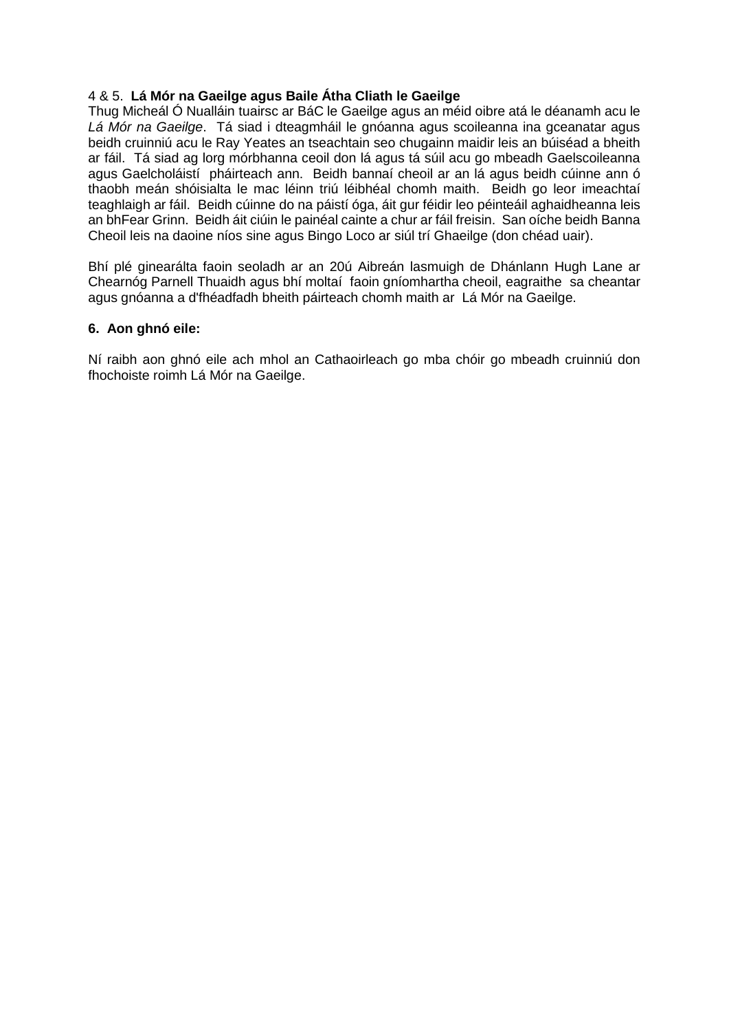4 & 5. **Lá Mór na Gaeilge agus Baile Átha Cliath le Gaeilge**
Thug Micheál Ó Nualláin tuairsc ar BáC le Gaeilge agus an méid oibre atá le déanamh acu le *Lá Mór na Gaeilge*. Tá siad i dteagmháil le gnóanna agus scoileanna ina gceanatar agus beidh cruinniú acu le Ray Yeates an tseachtain seo chugainn maidir leis an búiséad a bheith ar fáil. Tá siad ag lorg mórbhanna ceoil don lá agus tá súil acu go mbeadh Gaelscoileanna agus Gaelcholáistí pháirteach ann. Beidh bannaí cheoil ar an lá agus beidh cúinne ann ó thaobh meán shóisialta le mac léinn triú léibhéal chomh maith. Beidh go leor imeachtaí teaghlaigh ar fáil. Beidh cúinne do na páistí óga, áit gur féidir leo péinteáil aghaidheanna leis an bhFear Grinn. Beidh áit ciúin le painéal cainte a chur ar fáil freisin. San oíche beidh Banna Cheoil leis na daoine níos sine agus Bingo Loco ar siúl trí Ghaeilge (don chéad uair).

Bhí plé ginearálta faoin seoladh ar an 20ú Aibreán lasmuigh de Dhánlann Hugh Lane ar Chearnóg Parnell Thuaidh agus bhí moltaí faoin gníomhartha cheoil, eagraithe sa cheantar agus gnóanna a d'fhéadfadh bheith páirteach chomh maith ar Lá Mór na Gaeilge.

**6. Aon ghnó eile:**

Ní raibh aon ghnó eile ach mhol an Cathaoirleach go mba chóir go mbeadh cruinniú don fhochoiste roimh Lá Mór na Gaeilge.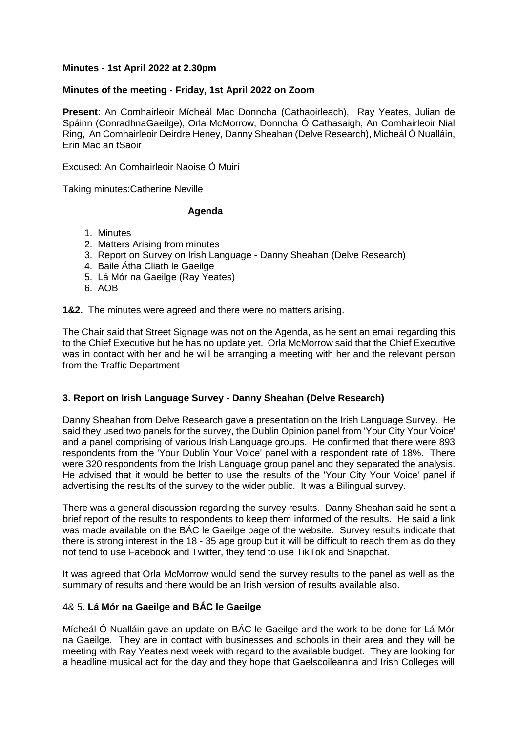**Minutes - 1st April 2022 at 2.30pm**

**Minutes of the meeting - Friday, 1st April 2022 on Zoom**

**Present**: An Comhairleoir Mícheál Mac Donncha (Cathaoirleach), Ray Yeates, Julian de Spáinn (ConradhnaGaeilge), Orla McMorrow, Donncha Ó Cathasaigh, An Comhairleoir Nial Ring, An Comhairleoir Deirdre Heney, Danny Sheahan (Delve Research), Micheál Ó Nualláin, Erin Mac an tSaoir

Excused: An Comhairleoir Naoise Ó Muirí

Taking minutes:Catherine Neville

**Agenda**

1. Minutes
2. Matters Arising from minutes
3. Report on Survey on Irish Language - Danny Sheahan (Delve Research)
4. Baile Átha Cliath le Gaeilge
5. Lá Mór na Gaeilge (Ray Yeates)
6. AOB

**1&2.** The minutes were agreed and there were no matters arising.

The Chair said that Street Signage was not on the Agenda, as he sent an email regarding this to the Chief Executive but he has no update yet. Orla McMorrow said that the Chief Executive was in contact with her and he will be arranging a meeting with her and the relevant person from the Traffic Department

**3. Report on Irish Language Survey - Danny Sheahan (Delve Research)**

Danny Sheahan from Delve Research gave a presentation on the Irish Language Survey. He said they used two panels for the survey, the Dublin Opinion panel from 'Your City Your Voice' and a panel comprising of various Irish Language groups. He confirmed that there were 893 respondents from the 'Your Dublin Your Voice' panel with a respondent rate of 18%. There were 320 respondents from the Irish Language group panel and they separated the analysis. He advised that it would be better to use the results of the 'Your City Your Voice' panel if advertising the results of the survey to the wider public. It was a Bilingual survey.

There was a general discussion regarding the survey results. Danny Sheahan said he sent a brief report of the results to respondents to keep them informed of the results. He said a link was made available on the BÁC le Gaeilge page of the website. Survey results indicate that there is strong interest in the 18 - 35 age group but it will be difficult to reach them as do they not tend to use Facebook and Twitter, they tend to use TikTok and Snapchat.

It was agreed that Orla McMorrow would send the survey results to the panel as well as the summary of results and there would be an Irish version of results available also.

4& 5. **Lá Mór na Gaeilge and BÁC le Gaeilge**

Mícheál Ó Nualláin gave an update on BÁC le Gaeilge and the work to be done for Lá Mór na Gaeilge. They are in contact with businesses and schools in their area and they will be meeting with Ray Yeates next week with regard to the available budget. They are looking for a headline musical act for the day and they hope that Gaelscoileanna and Irish Colleges will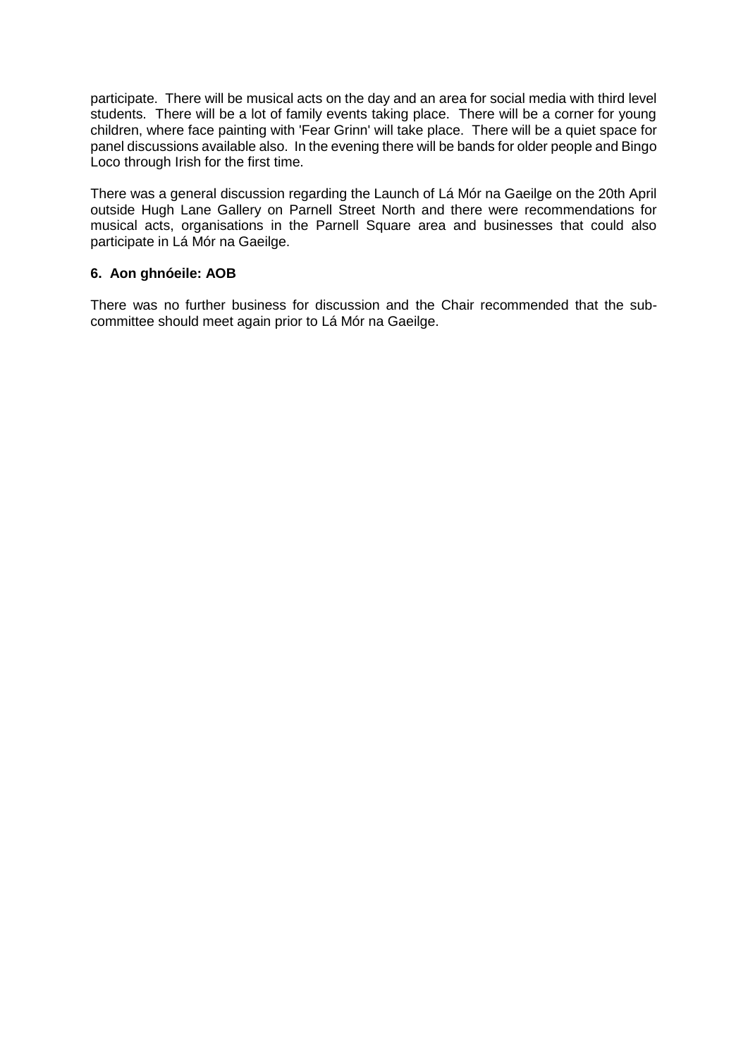participate. There will be musical acts on the day and an area for social media with third level students. There will be a lot of family events taking place. There will be a corner for young children, where face painting with 'Fear Grinn' will take place. There will be a quiet space for panel discussions available also. In the evening there will be bands for older people and Bingo Loco through Irish for the first time.

There was a general discussion regarding the Launch of Lá Mór na Gaeilge on the 20th April outside Hugh Lane Gallery on Parnell Street North and there were recommendations for musical acts, organisations in the Parnell Square area and businesses that could also participate in Lá Mór na Gaeilge.

**6. Aon ghnóeile: AOB**

There was no further business for discussion and the Chair recommended that the sub-committee should meet again prior to Lá Mór na Gaeilge.